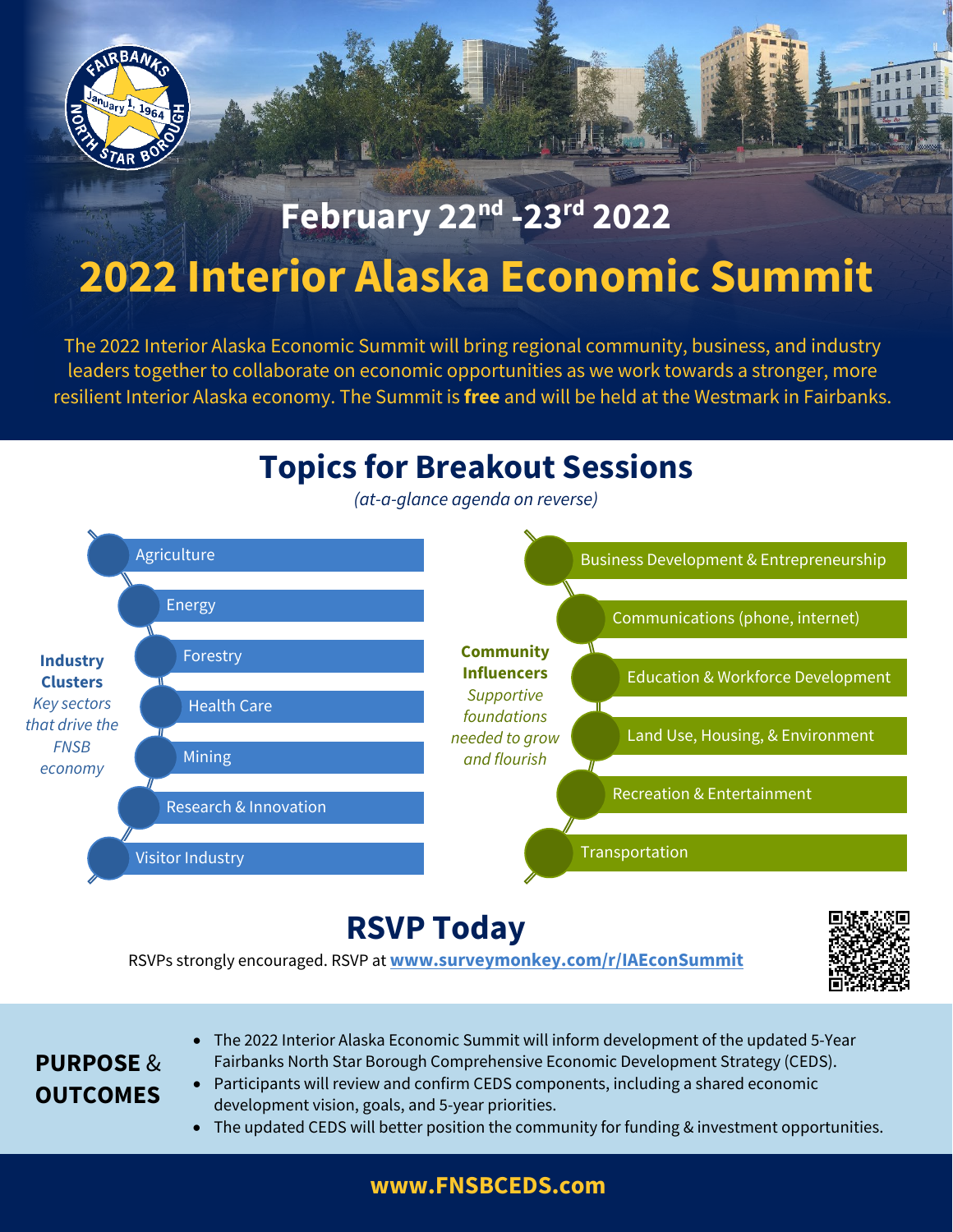FAIRBANKS NORTH STAR BOROUGH January 1, 1964

## February 22nd -23rd 2022

# 2022 Interior Alaska Economic Summit

The 2022 Interior Alaska Economic Summit will bring regional community, business, and industry leaders together to collaborate on economic opportunities as we work towards a stronger, more resilient Interior Alaska economy. The Summit is **free** and will be held at the Westmark in Fairbanks.

## Topics for Breakout Sessions

*(at-a-glance agenda on reverse)*

**Industry Clusters**
*Key sectors that drive the FNSB economy*

- Agriculture
- Energy
- Forestry
- Health Care
- Mining
- Research & Innovation
- Visitor Industry

**Community Influencers**
*Supportive foundations needed to grow and flourish*

- Business Development & Entrepreneurship
- Communications (phone, internet)
- Education & Workforce Development
- Land Use, Housing, & Environment
- Recreation & Entertainment
- Transportation

## RSVP Today

RSVPs strongly encouraged. RSVP at **www.surveymonkey.com/r/IAEconSummit**

## PURPOSE & OUTCOMES

- The 2022 Interior Alaska Economic Summit will inform development of the updated 5-Year Fairbanks North Star Borough Comprehensive Economic Development Strategy (CEDS).
- Participants will review and confirm CEDS components, including a shared economic development vision, goals, and 5-year priorities.
- The updated CEDS will better position the community for funding & investment opportunities.

**www.FNSBCEDS.com**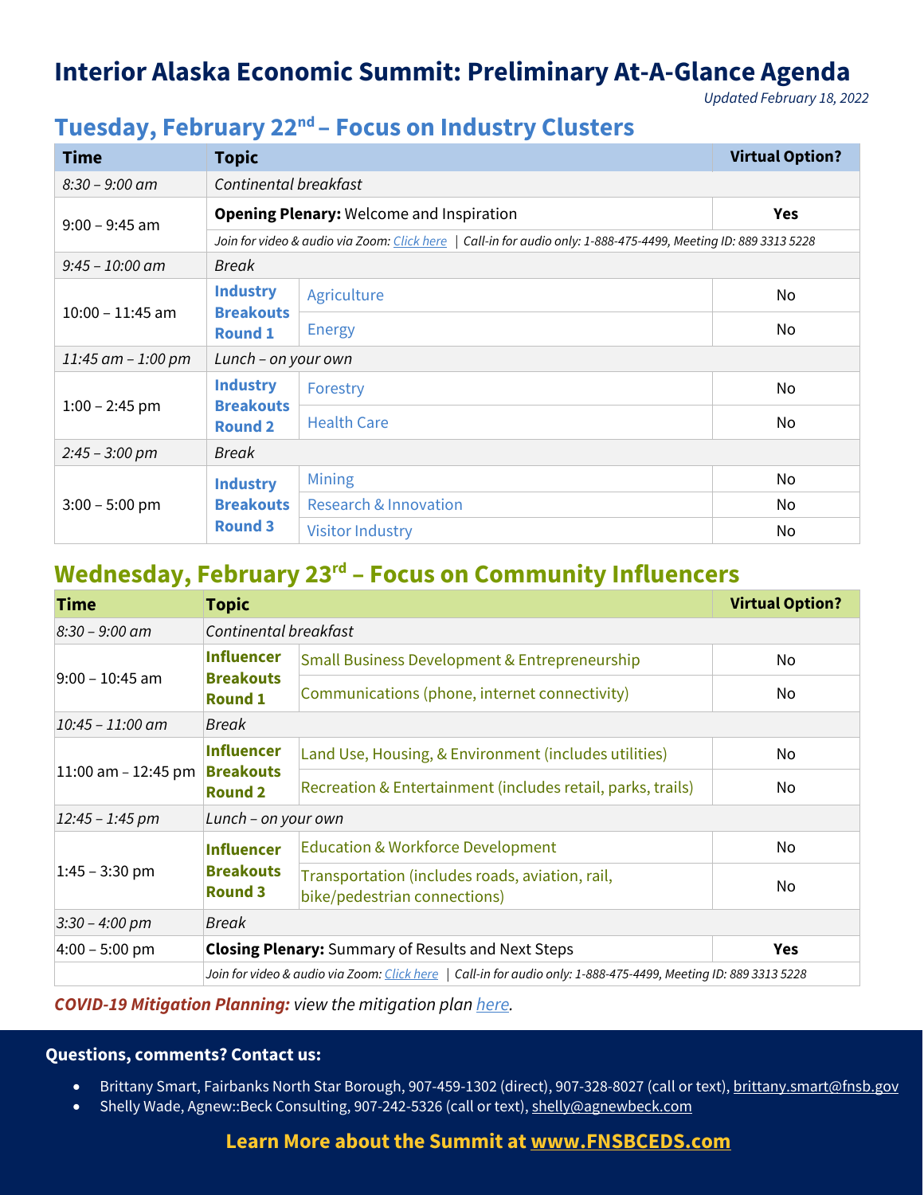# Interior Alaska Economic Summit: Preliminary At-A-Glance Agenda

*Updated February 18, 2022*

## Tuesday, February 22nd – Focus on Industry Clusters

| Time | Topic | | Virtual Option? |
|---|---|---|---|
| *8:30 – 9:00 am* | *Continental breakfast* | | |
| 9:00 – 9:45 am | **Opening Plenary:** Welcome and Inspiration | | **Yes** |
| | *Join for video & audio via Zoom: Click here \| Call-in for audio only: 1-888-475-4499, Meeting ID: 889 3313 5228* | | |
| *9:45 – 10:00 am* | *Break* | | |
| 10:00 – 11:45 am | **Industry Breakouts Round 1** | Agriculture | No |
| | | Energy | No |
| *11:45 am – 1:00 pm* | *Lunch – on your own* | | |
| 1:00 – 2:45 pm | **Industry Breakouts Round 2** | Forestry | No |
| | | Health Care | No |
| *2:45 – 3:00 pm* | *Break* | | |
| 3:00 – 5:00 pm | **Industry Breakouts Round 3** | Mining | No |
| | | Research & Innovation | No |
| | | Visitor Industry | No |

## Wednesday, February 23rd – Focus on Community Influencers

| Time | Topic | | Virtual Option? |
|---|---|---|---|
| *8:30 – 9:00 am* | *Continental breakfast* | | |
| 9:00 – 10:45 am | **Influencer Breakouts Round 1** | Small Business Development & Entrepreneurship | No |
| | | Communications (phone, internet connectivity) | No |
| *10:45 – 11:00 am* | *Break* | | |
| 11:00 am – 12:45 pm | **Influencer Breakouts Round 2** | Land Use, Housing, & Environment (includes utilities) | No |
| | | Recreation & Entertainment (includes retail, parks, trails) | No |
| *12:45 – 1:45 pm* | *Lunch – on your own* | | |
| 1:45 – 3:30 pm | **Influencer Breakouts Round 3** | Education & Workforce Development | No |
| | | Transportation (includes roads, aviation, rail, bike/pedestrian connections) | No |
| *3:30 – 4:00 pm* | *Break* | | |
| 4:00 – 5:00 pm | **Closing Plenary:** Summary of Results and Next Steps | | **Yes** |
| | *Join for video & audio via Zoom: Click here \| Call-in for audio only: 1-888-475-4499, Meeting ID: 889 3313 5228* | | |

***COVID-19 Mitigation Planning:*** *view the mitigation plan here.*

**Questions, comments? Contact us:**

- Brittany Smart, Fairbanks North Star Borough, 907-459-1302 (direct), 907-328-8027 (call or text), brittany.smart@fnsb.gov
- Shelly Wade, Agnew::Beck Consulting, 907-242-5326 (call or text), shelly@agnewbeck.com

**Learn More about the Summit at www.FNSBCEDS.com**